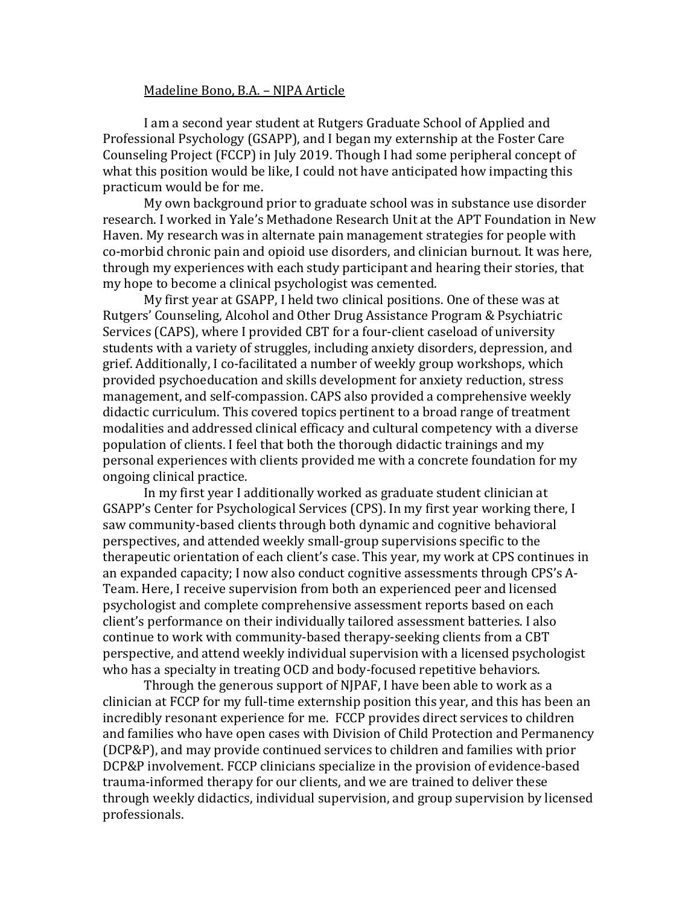Madeline Bono, B.A. – NJPA Article

I am a second year student at Rutgers Graduate School of Applied and Professional Psychology (GSAPP), and I began my externship at the Foster Care Counseling Project (FCCP) in July 2019. Though I had some peripheral concept of what this position would be like, I could not have anticipated how impacting this practicum would be for me.

My own background prior to graduate school was in substance use disorder research. I worked in Yale's Methadone Research Unit at the APT Foundation in New Haven. My research was in alternate pain management strategies for people with co-morbid chronic pain and opioid use disorders, and clinician burnout. It was here, through my experiences with each study participant and hearing their stories, that my hope to become a clinical psychologist was cemented.

My first year at GSAPP, I held two clinical positions. One of these was at Rutgers' Counseling, Alcohol and Other Drug Assistance Program & Psychiatric Services (CAPS), where I provided CBT for a four-client caseload of university students with a variety of struggles, including anxiety disorders, depression, and grief. Additionally, I co-facilitated a number of weekly group workshops, which provided psychoeducation and skills development for anxiety reduction, stress management, and self-compassion. CAPS also provided a comprehensive weekly didactic curriculum. This covered topics pertinent to a broad range of treatment modalities and addressed clinical efficacy and cultural competency with a diverse population of clients. I feel that both the thorough didactic trainings and my personal experiences with clients provided me with a concrete foundation for my ongoing clinical practice.

In my first year I additionally worked as graduate student clinician at GSAPP's Center for Psychological Services (CPS). In my first year working there, I saw community-based clients through both dynamic and cognitive behavioral perspectives, and attended weekly small-group supervisions specific to the therapeutic orientation of each client's case. This year, my work at CPS continues in an expanded capacity; I now also conduct cognitive assessments through CPS's A-Team. Here, I receive supervision from both an experienced peer and licensed psychologist and complete comprehensive assessment reports based on each client's performance on their individually tailored assessment batteries. I also continue to work with community-based therapy-seeking clients from a CBT perspective, and attend weekly individual supervision with a licensed psychologist who has a specialty in treating OCD and body-focused repetitive behaviors.

Through the generous support of NJPAF, I have been able to work as a clinician at FCCP for my full-time externship position this year, and this has been an incredibly resonant experience for me. FCCP provides direct services to children and families who have open cases with Division of Child Protection and Permanency (DCP&P), and may provide continued services to children and families with prior DCP&P involvement. FCCP clinicians specialize in the provision of evidence-based trauma-informed therapy for our clients, and we are trained to deliver these through weekly didactics, individual supervision, and group supervision by licensed professionals.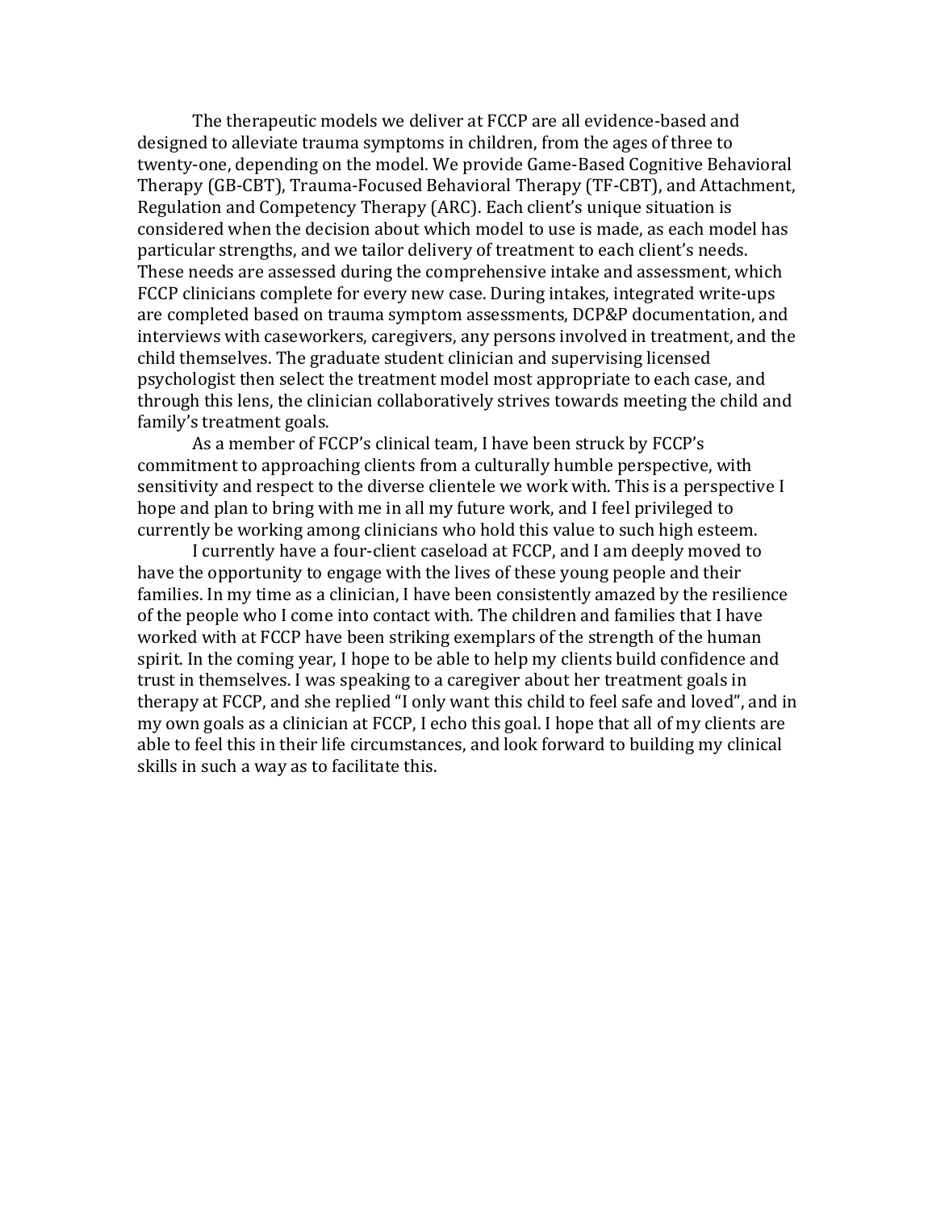The therapeutic models we deliver at FCCP are all evidence-based and designed to alleviate trauma symptoms in children, from the ages of three to twenty-one, depending on the model. We provide Game-Based Cognitive Behavioral Therapy (GB-CBT), Trauma-Focused Behavioral Therapy (TF-CBT), and Attachment, Regulation and Competency Therapy (ARC). Each client's unique situation is considered when the decision about which model to use is made, as each model has particular strengths, and we tailor delivery of treatment to each client's needs. These needs are assessed during the comprehensive intake and assessment, which FCCP clinicians complete for every new case. During intakes, integrated write-ups are completed based on trauma symptom assessments, DCP&P documentation, and interviews with caseworkers, caregivers, any persons involved in treatment, and the child themselves. The graduate student clinician and supervising licensed psychologist then select the treatment model most appropriate to each case, and through this lens, the clinician collaboratively strives towards meeting the child and family's treatment goals.

As a member of FCCP's clinical team, I have been struck by FCCP's commitment to approaching clients from a culturally humble perspective, with sensitivity and respect to the diverse clientele we work with. This is a perspective I hope and plan to bring with me in all my future work, and I feel privileged to currently be working among clinicians who hold this value to such high esteem.

I currently have a four-client caseload at FCCP, and I am deeply moved to have the opportunity to engage with the lives of these young people and their families. In my time as a clinician, I have been consistently amazed by the resilience of the people who I come into contact with. The children and families that I have worked with at FCCP have been striking exemplars of the strength of the human spirit. In the coming year, I hope to be able to help my clients build confidence and trust in themselves. I was speaking to a caregiver about her treatment goals in therapy at FCCP, and she replied "I only want this child to feel safe and loved", and in my own goals as a clinician at FCCP, I echo this goal. I hope that all of my clients are able to feel this in their life circumstances, and look forward to building my clinical skills in such a way as to facilitate this.